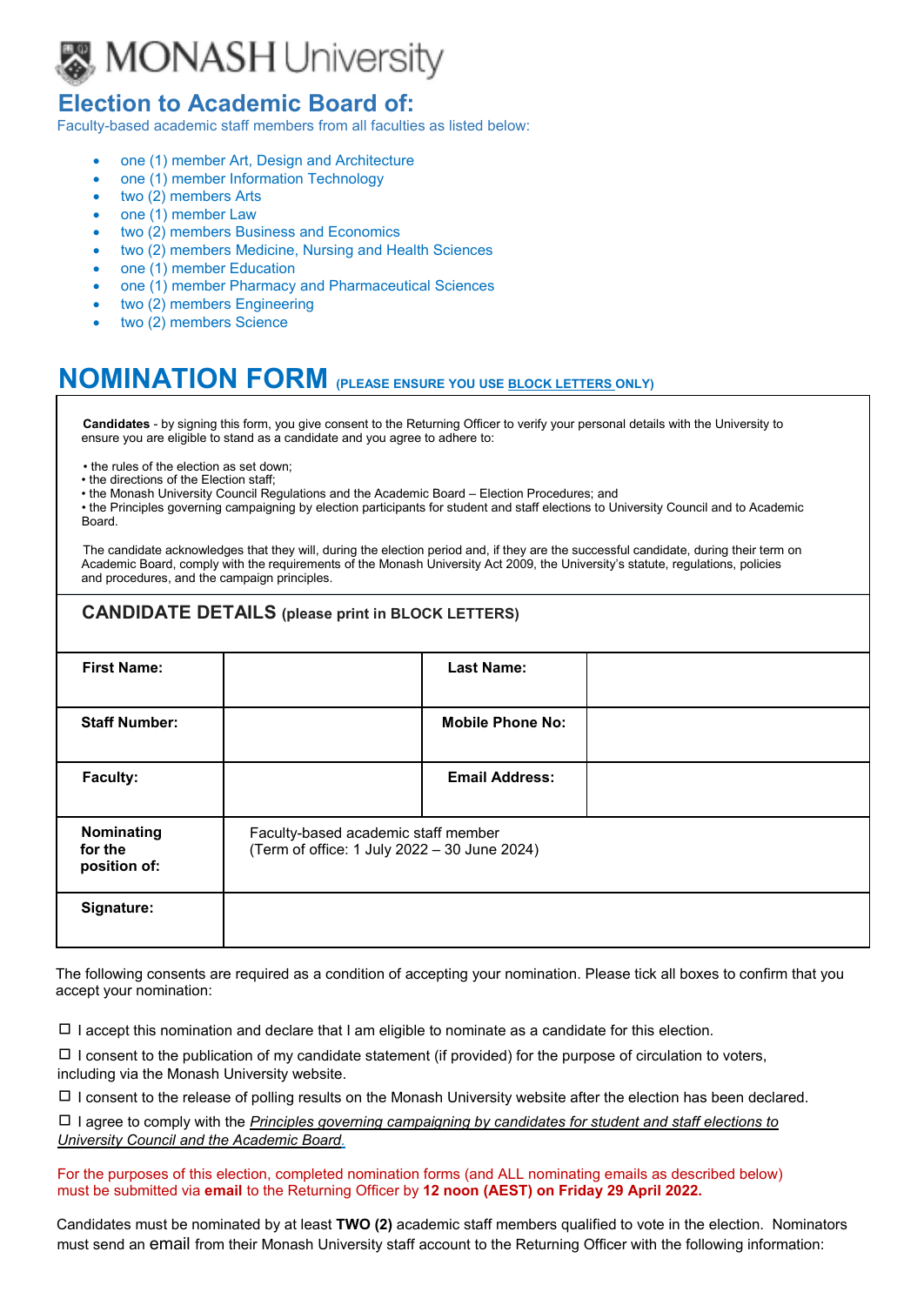MONASH University

# Election to Academic Board of:

Faculty-based academic staff members from all faculties as listed below:

- one (1) member Art, Design and Architecture
- one (1) member Information Technology
- two (2) members Arts
- one (1) member Law
- two (2) members Business and Economics
- two (2) members Medicine, Nursing and Health Sciences
- one (1) member Education
- one (1) member Pharmacy and Pharmaceutical Sciences
- two (2) members Engineering
- two (2) members Science

# NOMINATION FORM (PLEASE ENSURE YOU USE BLOCK LETTERS ONLY)

**Candidates** - by signing this form, you give consent to the Returning Officer to verify your personal details with the University to ensure you are eligible to stand as a candidate and you agree to adhere to:

- the rules of the election as set down;
- the directions of the Election staff;
- the Monash University Council Regulations and the Academic Board – Election Procedures; and
- the Principles governing campaigning by election participants for student and staff elections to University Council and to Academic Board.

The candidate acknowledges that they will, during the election period and, if they are the successful candidate, during their term on Academic Board, comply with the requirements of the Monash University Act 2009, the University's statute, regulations, policies and procedures, and the campaign principles.

## CANDIDATE DETAILS (please print in BLOCK LETTERS)

| | | | |
|---|---|---|---|
| **First Name:** | | **Last Name:** | |
| **Staff Number:** | | **Mobile Phone No:** | |
| **Faculty:** | | **Email Address:** | |
| **Nominating for the position of:** | Faculty-based academic staff member (Term of office: 1 July 2022 – 30 June 2024) | | |
| **Signature:** | | | |

The following consents are required as a condition of accepting your nomination. Please tick all boxes to confirm that you accept your nomination:

☐ I accept this nomination and declare that I am eligible to nominate as a candidate for this election.

☐ I consent to the publication of my candidate statement (if provided) for the purpose of circulation to voters, including via the Monash University website.

☐ I consent to the release of polling results on the Monash University website after the election has been declared.

☐ I agree to comply with the *Principles governing campaigning by candidates for student and staff elections to University Council and the Academic Board.*

For the purposes of this election, completed nomination forms (and ALL nominating emails as described below) must be submitted via **email** to the Returning Officer by **12 noon (AEST) on Friday 29 April 2022.**

Candidates must be nominated by at least **TWO (2)** academic staff members qualified to vote in the election. Nominators must send an email from their Monash University staff account to the Returning Officer with the following information: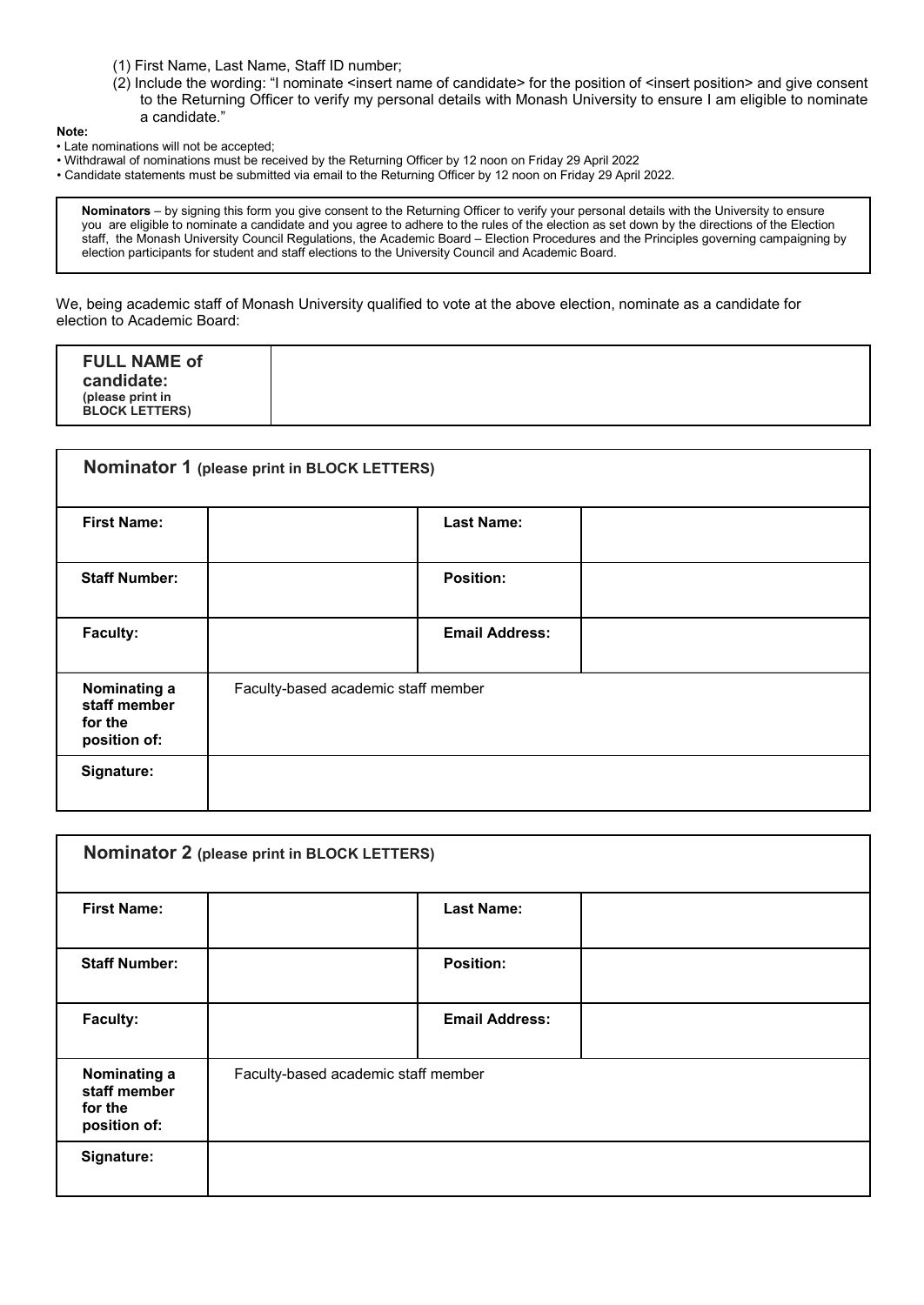(1) First Name, Last Name, Staff ID number;

(2) Include the wording: "I nominate <insert name of candidate> for the position of <insert position> and give consent to the Returning Officer to verify my personal details with Monash University to ensure I am eligible to nominate a candidate."

**Note:**

- Late nominations will not be accepted;
- Withdrawal of nominations must be received by the Returning Officer by 12 noon on Friday 29 April 2022
- Candidate statements must be submitted via email to the Returning Officer by 12 noon on Friday 29 April 2022.

**Nominators** – by signing this form you give consent to the Returning Officer to verify your personal details with the University to ensure you are eligible to nominate a candidate and you agree to adhere to the rules of the election as set down by the directions of the Election staff, the Monash University Council Regulations, the Academic Board – Election Procedures and the Principles governing campaigning by election participants for student and staff elections to the University Council and Academic Board.

We, being academic staff of Monash University qualified to vote at the above election, nominate as a candidate for election to Academic Board:

| **FULL NAME of candidate:** (please print in BLOCK LETTERS) | |
|---|---|

| **Nominator 1** (please print in BLOCK LETTERS) | | | |
|---|---|---|---|
| **First Name:** | | **Last Name:** | |
| **Staff Number:** | | **Position:** | |
| **Faculty:** | | **Email Address:** | |
| **Nominating a staff member for the position of:** | Faculty-based academic staff member | | |
| **Signature:** | | | |

| **Nominator 2** (please print in BLOCK LETTERS) | | | |
|---|---|---|---|
| **First Name:** | | **Last Name:** | |
| **Staff Number:** | | **Position:** | |
| **Faculty:** | | **Email Address:** | |
| **Nominating a staff member for the position of:** | Faculty-based academic staff member | | |
| **Signature:** | | | |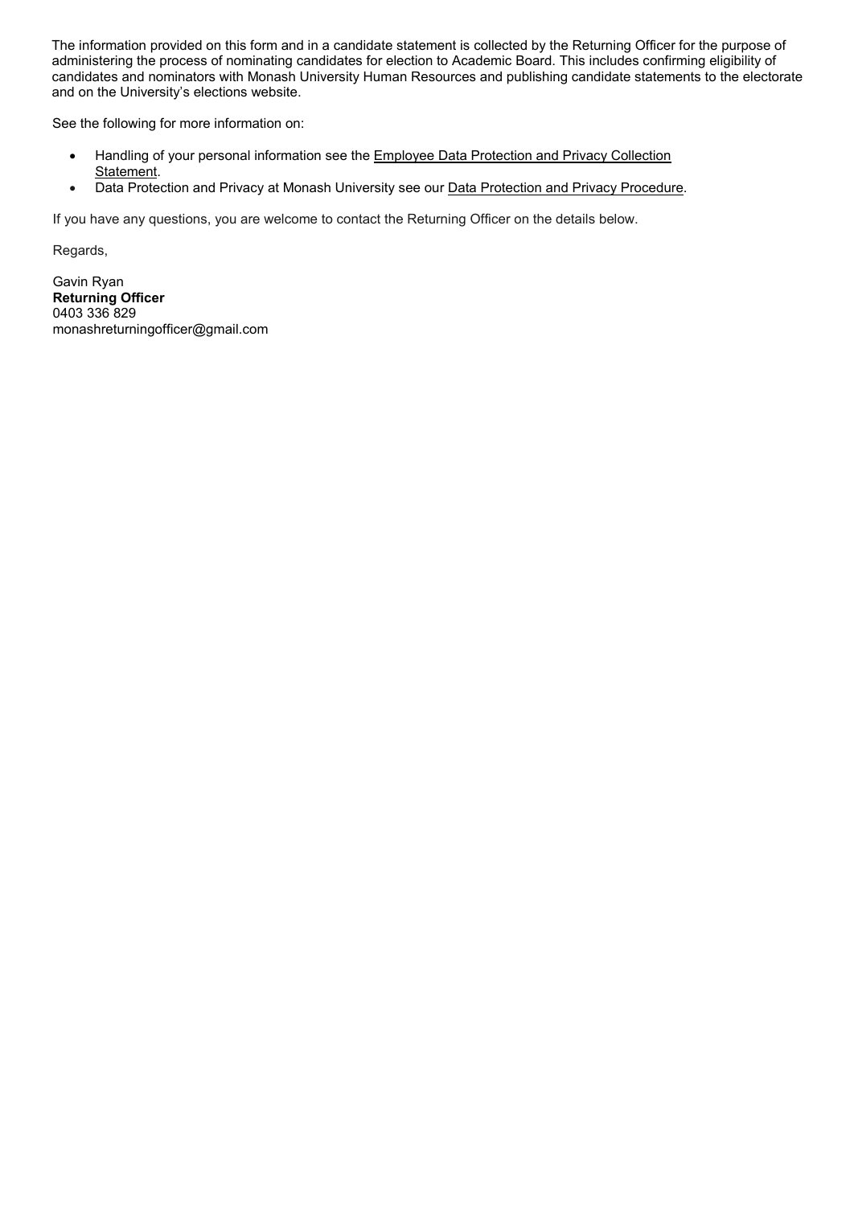The information provided on this form and in a candidate statement is collected by the Returning Officer for the purpose of administering the process of nominating candidates for election to Academic Board. This includes confirming eligibility of candidates and nominators with Monash University Human Resources and publishing candidate statements to the electorate and on the University's elections website.

See the following for more information on:

- Handling of your personal information see the Employee Data Protection and Privacy Collection Statement.
- Data Protection and Privacy at Monash University see our Data Protection and Privacy Procedure.

If you have any questions, you are welcome to contact the Returning Officer on the details below.

Regards,

Gavin Ryan
**Returning Officer**
0403 336 829
monashreturningofficer@gmail.com